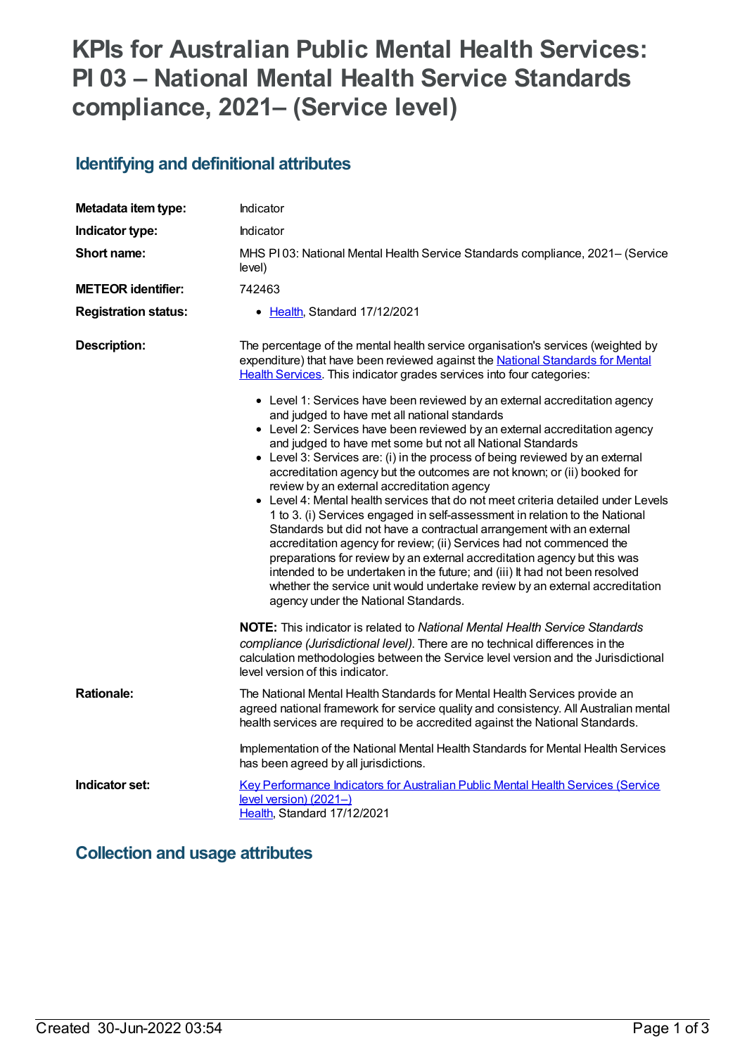# KPIs for Australian Public Mental Health Services: PI 03 – National Mental Health Service Standards compliance, 2021– (Service level)

## Identifying and definitional attributes

| | |
|---|---|
| **Metadata item type:** | Indicator |
| **Indicator type:** | Indicator |
| **Short name:** | MHS PI 03: National Mental Health Service Standards compliance, 2021– (Service level) |
| **METEOR identifier:** | 742463 |
| **Registration status:** | • Health, Standard 17/12/2021 |

**Description:**

The percentage of the mental health service organisation's services (weighted by expenditure) that have been reviewed against the National Standards for Mental Health Services. This indicator grades services into four categories:

- Level 1: Services have been reviewed by an external accreditation agency and judged to have met all national standards
- Level 2: Services have been reviewed by an external accreditation agency and judged to have met some but not all National Standards
- Level 3: Services are: (i) in the process of being reviewed by an external accreditation agency but the outcomes are not known; or (ii) booked for review by an external accreditation agency
- Level 4: Mental health services that do not meet criteria detailed under Levels 1 to 3. (i) Services engaged in self-assessment in relation to the National Standards but did not have a contractual arrangement with an external accreditation agency for review; (ii) Services had not commenced the preparations for review by an external accreditation agency but this was intended to be undertaken in the future; and (iii) It had not been resolved whether the service unit would undertake review by an external accreditation agency under the National Standards.

**NOTE:** This indicator is related to *National Mental Health Service Standards compliance (Jurisdictional level).* There are no technical differences in the calculation methodologies between the Service level version and the Jurisdictional level version of this indicator.

**Rationale:**

The National Mental Health Standards for Mental Health Services provide an agreed national framework for service quality and consistency. All Australian mental health services are required to be accredited against the National Standards.

Implementation of the National Mental Health Standards for Mental Health Services has been agreed by all jurisdictions.

**Indicator set:**

Key Performance Indicators for Australian Public Mental Health Services (Service level version) (2021–)
Health, Standard 17/12/2021

## Collection and usage attributes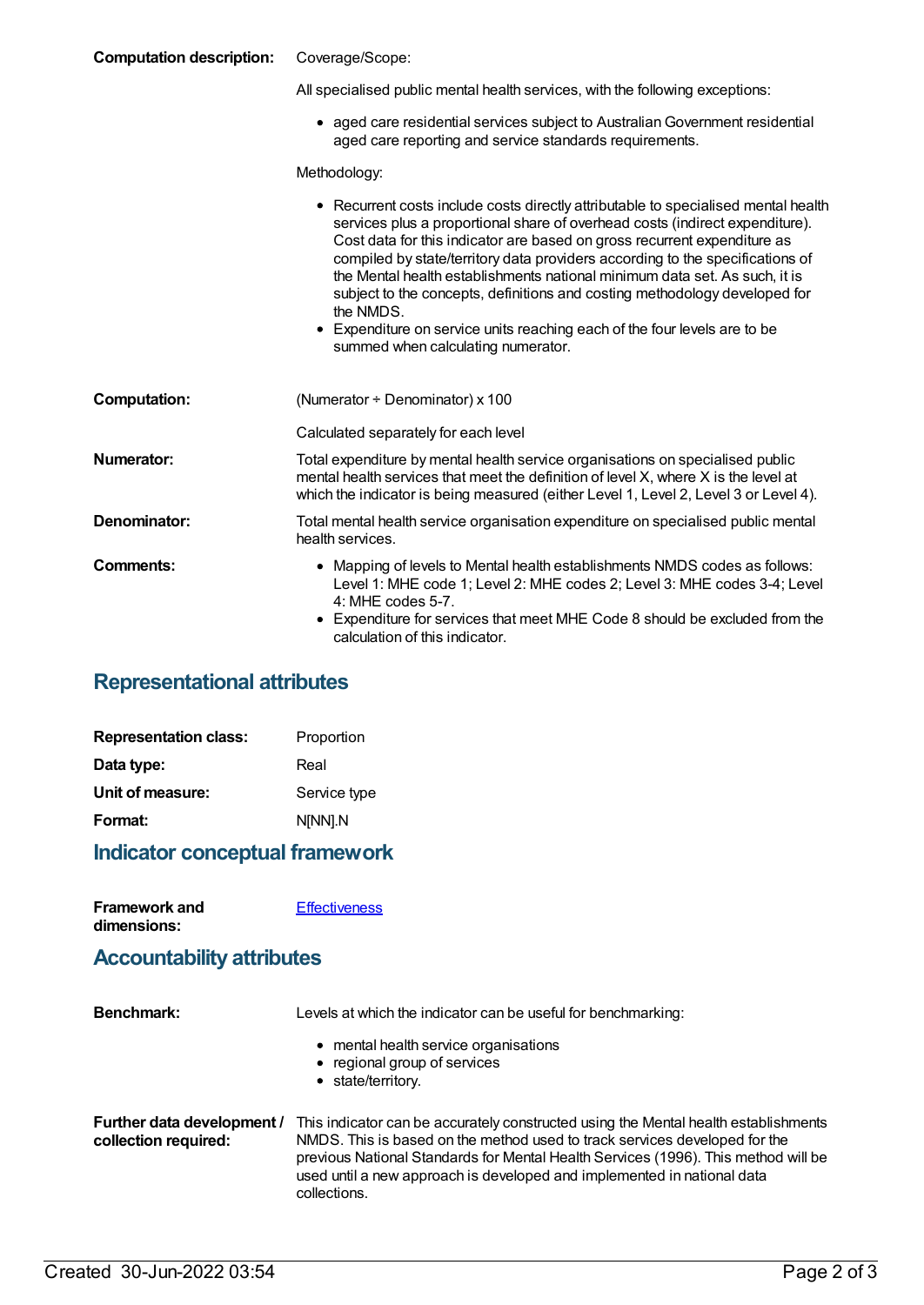**Computation description:** Coverage/Scope:

All specialised public mental health services, with the following exceptions:

- aged care residential services subject to Australian Government residential aged care reporting and service standards requirements.

Methodology:

- Recurrent costs include costs directly attributable to specialised mental health services plus a proportional share of overhead costs (indirect expenditure). Cost data for this indicator are based on gross recurrent expenditure as compiled by state/territory data providers according to the specifications of the Mental health establishments national minimum data set. As such, it is subject to the concepts, definitions and costing methodology developed for the NMDS.
- Expenditure on service units reaching each of the four levels are to be summed when calculating numerator.

**Computation:** (Numerator ÷ Denominator) x 100

Calculated separately for each level

**Numerator:** Total expenditure by mental health service organisations on specialised public mental health services that meet the definition of level X, where X is the level at which the indicator is being measured (either Level 1, Level 2, Level 3 or Level 4).

**Denominator:** Total mental health service organisation expenditure on specialised public mental health services.

**Comments:**

- Mapping of levels to Mental health establishments NMDS codes as follows: Level 1: MHE code 1; Level 2: MHE codes 2; Level 3: MHE codes 3-4; Level 4: MHE codes 5-7.
- Expenditure for services that meet MHE Code 8 should be excluded from the calculation of this indicator.

## Representational attributes

**Representation class:** Proportion

**Data type:** Real

**Unit of measure:** Service type

**Format:** N[NN].N

## Indicator conceptual framework

**Framework and dimensions:** Effectiveness

## Accountability attributes

**Benchmark:** Levels at which the indicator can be useful for benchmarking:

- mental health service organisations
- regional group of services
- state/territory.

**Further data development / collection required:** This indicator can be accurately constructed using the Mental health establishments NMDS. This is based on the method used to track services developed for the previous National Standards for Mental Health Services (1996). This method will be used until a new approach is developed and implemented in national data collections.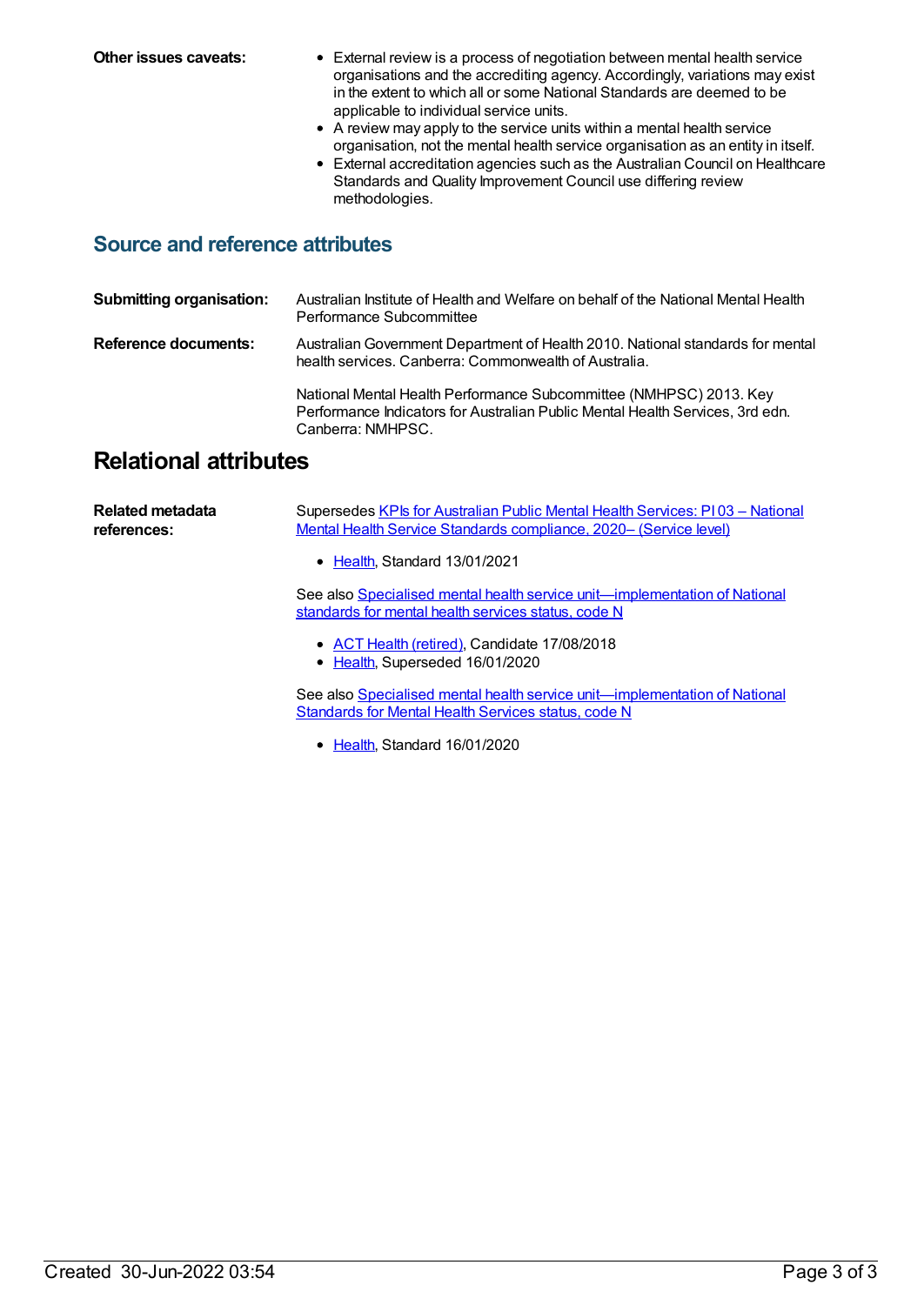**Other issues caveats:**

- External review is a process of negotiation between mental health service organisations and the accrediting agency. Accordingly, variations may exist in the extent to which all or some National Standards are deemed to be applicable to individual service units.
- A review may apply to the service units within a mental health service organisation, not the mental health service organisation as an entity in itself.
- External accreditation agencies such as the Australian Council on Healthcare Standards and Quality Improvement Council use differing review methodologies.

## Source and reference attributes

**Submitting organisation:** Australian Institute of Health and Welfare on behalf of the National Mental Health Performance Subcommittee

**Reference documents:** Australian Government Department of Health 2010. National standards for mental health services. Canberra: Commonwealth of Australia.

National Mental Health Performance Subcommittee (NMHPSC) 2013. Key Performance Indicators for Australian Public Mental Health Services, 3rd edn. Canberra: NMHPSC.

# Relational attributes

**Related metadata references:**

Supersedes KPIs for Australian Public Mental Health Services: PI 03 – National Mental Health Service Standards compliance, 2020– (Service level)

- Health, Standard 13/01/2021

See also Specialised mental health service unit—implementation of National standards for mental health services status, code N

- ACT Health (retired), Candidate 17/08/2018
- Health, Superseded 16/01/2020

See also Specialised mental health service unit—implementation of National Standards for Mental Health Services status, code N

- Health, Standard 16/01/2020